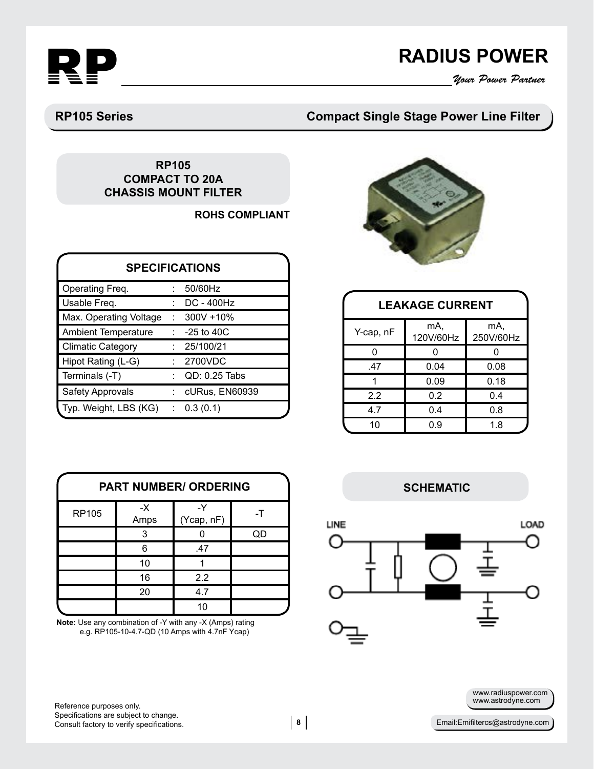# RADIUS POWER

*Your Power Partner*

## RP105 Series

## Compact Single Stage Power Line Filter

### RP105
### COMPACT TO 20A
### CHASSIS MOUNT FILTER

**ROHS COMPLIANT**

| SPECIFICATIONS | | |
|---|---|---|
| Operating Freq. | : | 50/60Hz |
| Usable Freq. | : | DC - 400Hz |
| Max. Operating Voltage | : | 300V +10% |
| Ambient Temperature | : | -25 to 40C |
| Climatic Category | : | 25/100/21 |
| Hipot Rating (L-G) | : | 2700VDC |
| Terminals (-T) | : | QD: 0.25 Tabs |
| Safety Approvals | : | cURus, EN60939 |
| Typ. Weight, LBS (KG) | : | 0.3 (0.1) |

**LEAKAGE CURRENT**

| Y-cap, nF | mA, 120V/60Hz | mA, 250V/60Hz |
|---|---|---|
| 0 | 0 | 0 |
| .47 | 0.04 | 0.08 |
| 1 | 0.09 | 0.18 |
| 2.2 | 0.2 | 0.4 |
| 4.7 | 0.4 | 0.8 |
| 10 | 0.9 | 1.8 |

**PART NUMBER/ ORDERING**

| RP105 | -X Amps | -Y (Ycap, nF) | -T |
|---|---|---|---|
| | 3 | 0 | QD |
| | 6 | .47 | |
| | 10 | 1 | |
| | 16 | 2.2 | |
| | 20 | 4.7 | |
| | | 10 | |

**Note:** Use any combination of -Y with any -X (Amps) rating
e.g. RP105-10-4.7-QD (10 Amps with 4.7nF Ycap)

**SCHEMATIC**

LINE

LOAD

Reference purposes only.
Specifications are subject to change.
Consult factory to verify specifications.

www.radiuspower.com
www.astrodyne.com

Email:Emifiltercs@astrodyne.com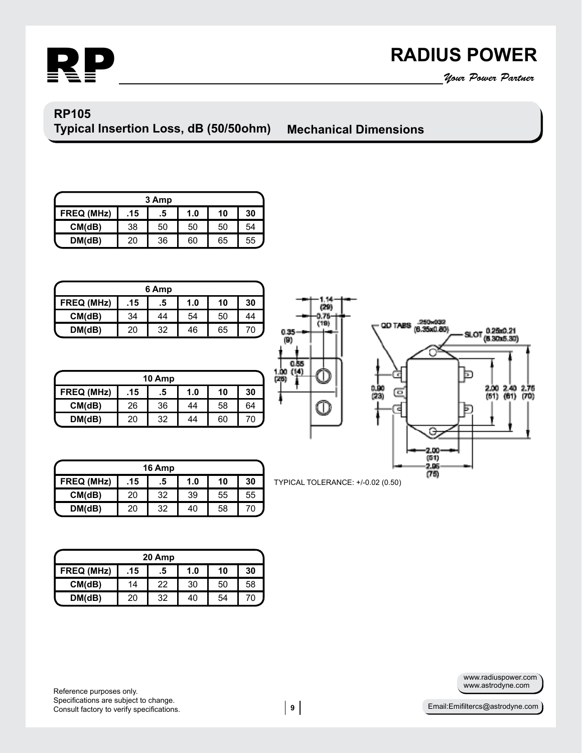**RADIUS POWER**

*Your Power Partner*

## RP105

### Typical Insertion Loss, dB (50/50ohm)

| 3 Amp | | | | | |
|---|---|---|---|---|---|
| FREQ (MHz) | .15 | .5 | 1.0 | 10 | 30 |
| CM(dB) | 38 | 50 | 50 | 50 | 54 |
| DM(dB) | 20 | 36 | 60 | 65 | 55 |

| 6 Amp | | | | | |
|---|---|---|---|---|---|
| FREQ (MHz) | .15 | .5 | 1.0 | 10 | 30 |
| CM(dB) | 34 | 44 | 54 | 50 | 44 |
| DM(dB) | 20 | 32 | 46 | 65 | 70 |

| 10 Amp | | | | | |
|---|---|---|---|---|---|
| FREQ (MHz) | .15 | .5 | 1.0 | 10 | 30 |
| CM(dB) | 26 | 36 | 44 | 58 | 64 |
| DM(dB) | 20 | 32 | 44 | 60 | 70 |

| 16 Amp | | | | | |
|---|---|---|---|---|---|
| FREQ (MHz) | .15 | .5 | 1.0 | 10 | 30 |
| CM(dB) | 20 | 32 | 39 | 55 | 55 |
| DM(dB) | 20 | 32 | 40 | 58 | 70 |

| 20 Amp | | | | | |
|---|---|---|---|---|---|
| FREQ (MHz) | .15 | .5 | 1.0 | 10 | 30 |
| CM(dB) | 14 | 22 | 30 | 50 | 58 |
| DM(dB) | 20 | 32 | 40 | 54 | 70 |

### Mechanical Dimensions

1.14 (29)
0.75 (19)
0.35 (9)
0.55 (14)
1.00 (25)
QD TABS .250x032 (6.35x0.80)
SLOT 0.25x0.21 (6.30x5.30)
0.90 (23)
2.00 (51)
2.40 (61)
2.75 (70)
2.00 (51)
2.95 (75)

TYPICAL TOLERANCE: +/-0.02 (0.50)

Reference purposes only.
Specifications are subject to change.
Consult factory to verify specifications.

www.radiuspower.com
www.astrodyne.com

Email:Emifiltercs@astrodyne.com